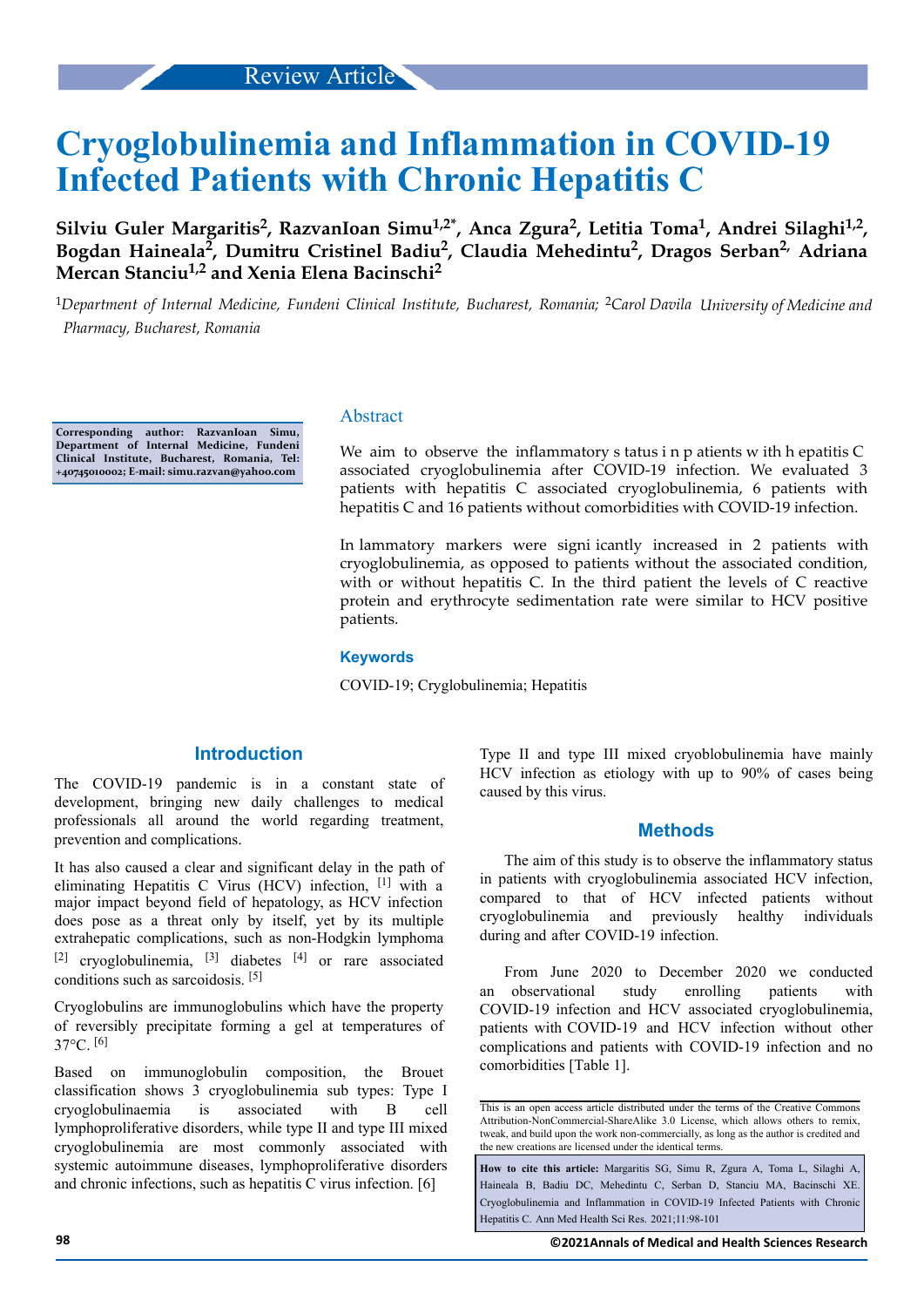Review Article

# Cryoglobulinemia and Inflammation in COVID-19 Infected Patients with Chronic Hepatitis C

**Silviu Guler Margaritis[2], RazvanIoan Simu[1,2*], Anca Zgura[2], Letitia Toma[1], Andrei Silaghi[1,2], Bogdan Haineala[2], Dumitru Cristinel Badiu[2], Claudia Mehedintu[2], Dragos Serban[2], Adriana Mercan Stanciu[1,2] and Xenia Elena Bacinschi[2]**

[1]*Department of Internal Medicine, Fundeni Clinical Institute, Bucharest, Romania;* [2]*Carol Davila University of Medicine and Pharmacy, Bucharest, Romania*

**Corresponding author: RazvanIoan Simu, Department of Internal Medicine, Fundeni Clinical Institute, Bucharest, Romania, Tel: +40745010002; E-mail: simu.razvan@yahoo.com**

## Abstract

We aim to observe the inflammatory s tatus i n p atients w ith h epatitis C associated cryoglobulinemia after COVID-19 infection. We evaluated 3 patients with hepatitis C associated cryoglobulinemia, 6 patients with hepatitis C and 16 patients without comorbidities with COVID-19 infection.

In lammatory markers were signi icantly increased in 2 patients with cryoglobulinemia, as opposed to patients without the associated condition, with or without hepatitis C. In the third patient the levels of C reactive protein and erythrocyte sedimentation rate were similar to HCV positive patients.

### Keywords

COVID-19; Cryglobulinemia; Hepatitis

## Introduction

The COVID-19 pandemic is in a constant state of development, bringing new daily challenges to medical professionals all around the world regarding treatment, prevention and complications.

It has also caused a clear and significant delay in the path of eliminating Hepatitis C Virus (HCV) infection, [1] with a major impact beyond field of hepatology, as HCV infection does pose as a threat only by itself, yet by its multiple extrahepatic complications, such as non-Hodgkin lymphoma [2] cryoglobulinemia, [3] diabetes [4] or rare associated conditions such as sarcoidosis. [5]

Cryoglobulins are immunoglobulins which have the property of reversibly precipitate forming a gel at temperatures of 37°C. [6]

Based on immunoglobulin composition, the Brouet classification shows 3 cryoglobulinemia sub types: Type I cryoglobulinaemia is associated with B cell lymphoproliferative disorders, while type II and type III mixed cryoglobulinemia are most commonly associated with systemic autoimmune diseases, lymphoproliferative disorders and chronic infections, such as hepatitis C virus infection. [6]

Type II and type III mixed cryoblobulinemia have mainly HCV infection as etiology with up to 90% of cases being caused by this virus.

## Methods

The aim of this study is to observe the inflammatory status in patients with cryoglobulinemia associated HCV infection, compared to that of HCV infected patients without cryoglobulinemia and previously healthy individuals during and after COVID-19 infection.

From June 2020 to December 2020 we conducted an observational study enrolling patients with COVID-19 infection and HCV associated cryoglobulinemia, patients with COVID-19 and HCV infection without other complications and patients with COVID-19 infection and no comorbidities [Table 1].

This is an open access article distributed under the terms of the Creative Commons Attribution-NonCommercial-ShareAlike 3.0 License, which allows others to remix, tweak, and build upon the work non-commercially, as long as the author is credited and the new creations are licensed under the identical terms.

**How to cite this article:** Margaritis SG, Simu R, Zgura A, Toma L, Silaghi A, Haineala B, Badiu DC, Mehedintu C, Serban D, Stanciu MA, Bacinschi XE. Cryoglobulinemia and Inflammation in COVID-19 Infected Patients with Chronic Hepatitis C. Ann Med Health Sci Res. 2021;11:98-101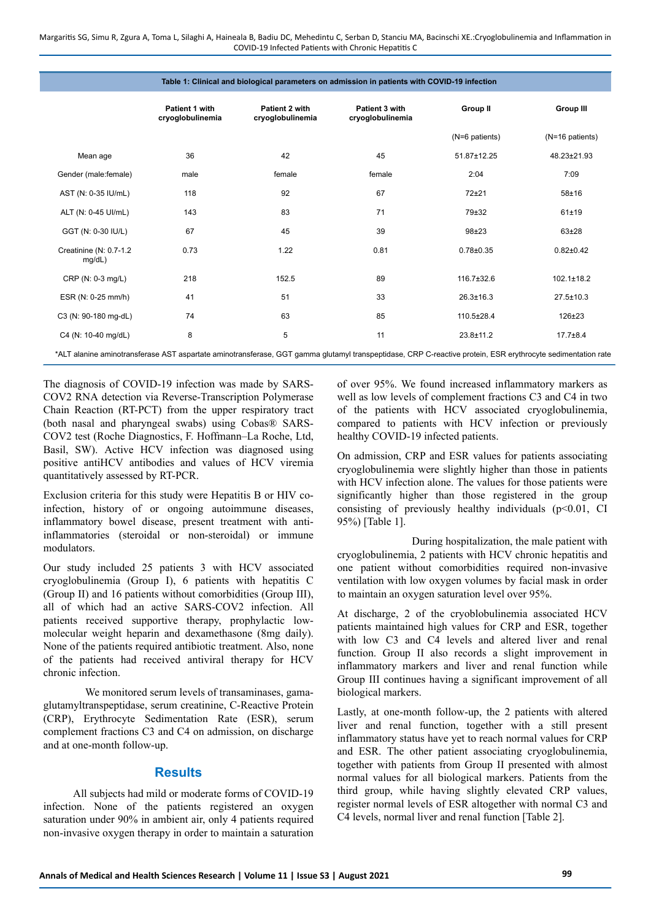**Table 1: Clinical and biological parameters on admission in patients with COVID-19 infection**

| | Patient 1 with cryoglobulinemia | Patient 2 with cryoglobulinemia | Patient 3 with cryoglobulinemia | Group II (N=6 patients) | Group III (N=16 patients) |
|---|---|---|---|---|---|
| Mean age | 36 | 42 | 45 | 51.87±12.25 | 48.23±21.93 |
| Gender (male:female) | male | female | female | 2:04 | 7:09 |
| AST (N: 0-35 IU/mL) | 118 | 92 | 67 | 72±21 | 58±16 |
| ALT (N: 0-45 UI/mL) | 143 | 83 | 71 | 79±32 | 61±19 |
| GGT (N: 0-30 IU/L) | 67 | 45 | 39 | 98±23 | 63±28 |
| Creatinine (N: 0.7-1.2 mg/dL) | 0.73 | 1.22 | 0.81 | 0.78±0.35 | 0.82±0.42 |
| CRP (N: 0-3 mg/L) | 218 | 152.5 | 89 | 116.7±32.6 | 102.1±18.2 |
| ESR (N: 0-25 mm/h) | 41 | 51 | 33 | 26.3±16.3 | 27.5±10.3 |
| C3 (N: 90-180 mg-dL) | 74 | 63 | 85 | 110.5±28.4 | 126±23 |
| C4 (N: 10-40 mg/dL) | 8 | 5 | 11 | 23.8±11.2 | 17.7±8.4 |

*ALT alanine aminotransferase AST aspartate aminotransferase, GGT gamma glutamyl transpeptidase, CRP C-reactive protein, ESR erythrocyte sedimentation rate

The diagnosis of COVID-19 infection was made by SARS-COV2 RNA detection via Reverse-Transcription Polymerase Chain Reaction (RT-PCT) from the upper respiratory tract (both nasal and pharyngeal swabs) using Cobas® SARS-COV2 test (Roche Diagnostics, F. Hoffmann–La Roche, Ltd, Basil, SW). Active HCV infection was diagnosed using positive antiHCV antibodies and values of HCV viremia quantitatively assessed by RT-PCR.

Exclusion criteria for this study were Hepatitis B or HIV co-infection, history of or ongoing autoimmune diseases, inflammatory bowel disease, present treatment with anti-inflammatories (steroidal or non-steroidal) or immune modulators.

Our study included 25 patients 3 with HCV associated cryoglobulinemia (Group I), 6 patients with hepatitis C (Group II) and 16 patients without comorbidities (Group III), all of which had an active SARS-COV2 infection. All patients received supportive therapy, prophylactic low-molecular weight heparin and dexamethasone (8mg daily). None of the patients required antibiotic treatment. Also, none of the patients had received antiviral therapy for HCV chronic infection.

We monitored serum levels of transaminases, gama-glutamyltranspeptidase, serum creatinine, C-Reactive Protein (CRP), Erythrocyte Sedimentation Rate (ESR), serum complement fractions C3 and C4 on admission, on discharge and at one-month follow-up.

## Results

All subjects had mild or moderate forms of COVID-19 infection. None of the patients registered an oxygen saturation under 90% in ambient air, only 4 patients required non-invasive oxygen therapy in order to maintain a saturation of over 95%. We found increased inflammatory markers as well as low levels of complement fractions C3 and C4 in two of the patients with HCV associated cryoglobulinemia, compared to patients with HCV infection or previously healthy COVID-19 infected patients.

On admission, CRP and ESR values for patients associating cryoglobulinemia were slightly higher than those in patients with HCV infection alone. The values for those patients were significantly higher than those registered in the group consisting of previously healthy individuals ($p<0.01$, CI 95%) [Table 1].

During hospitalization, the male patient with cryoglobulinemia, 2 patients with HCV chronic hepatitis and one patient without comorbidities required non-invasive ventilation with low oxygen volumes by facial mask in order to maintain an oxygen saturation level over 95%.

At discharge, 2 of the cryoblobulinemia associated HCV patients maintained high values for CRP and ESR, together with low C3 and C4 levels and altered liver and renal function. Group II also records a slight improvement in inflammatory markers and liver and renal function while Group III continues having a significant improvement of all biological markers.

Lastly, at one-month follow-up, the 2 patients with altered liver and renal function, together with a still present inflammatory status have yet to reach normal values for CRP and ESR. The other patient associating cryoglobulinemia, together with patients from Group II presented with almost normal values for all biological markers. Patients from the third group, while having slightly elevated CRP values, register normal levels of ESR altogether with normal C3 and C4 levels, normal liver and renal function [Table 2].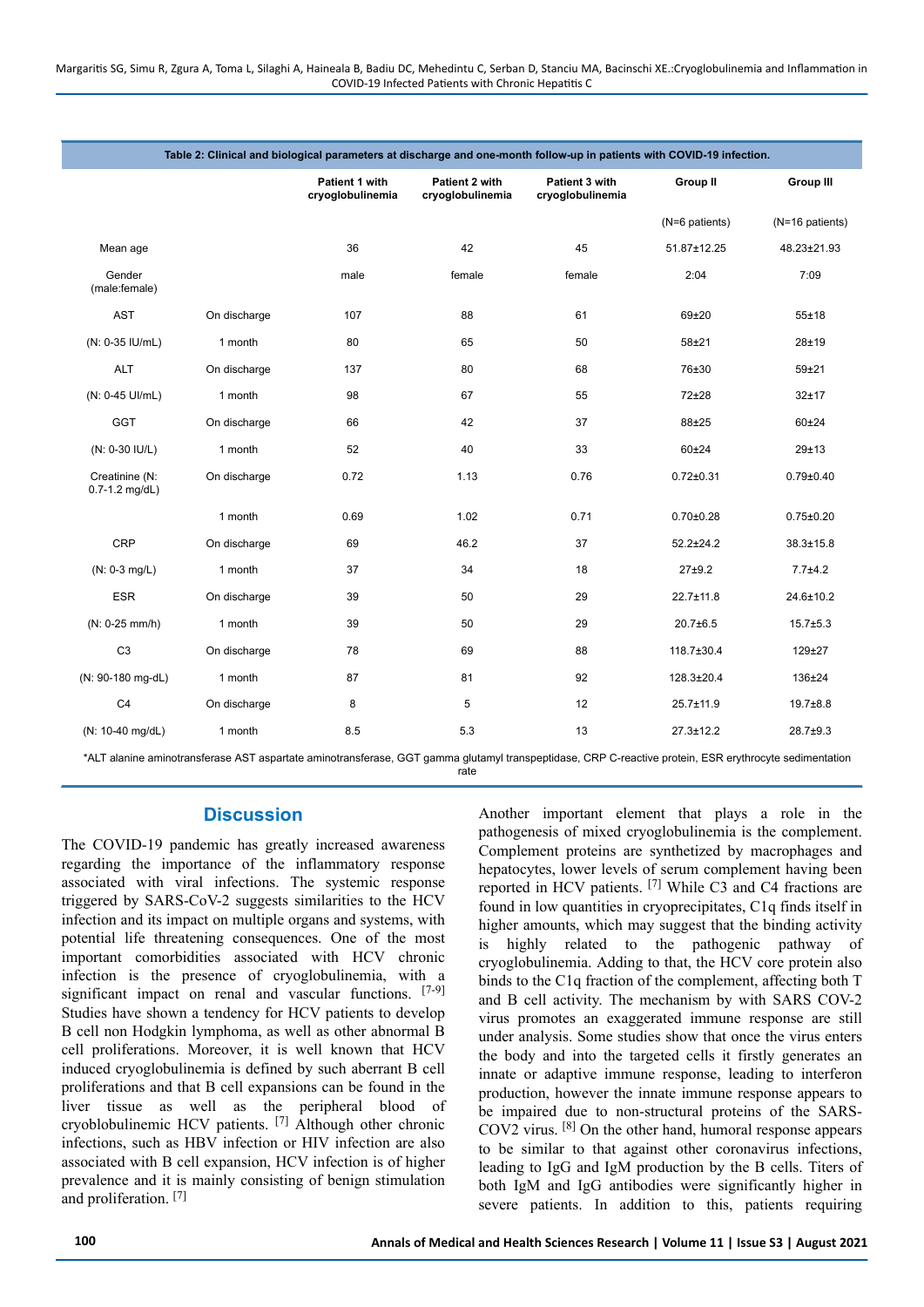| Table 2: Clinical and biological parameters at discharge and one-month follow-up in patients with COVID-19 infection. | | | | | | |
|---|---|---|---|---|---|---|
| | | Patient 1 with cryoglobulinemia | Patient 2 with cryoglobulinemia | Patient 3 with cryoglobulinemia | Group II | Group III |
| | | | | | (N=6 patients) | (N=16 patients) |
| Mean age | | 36 | 42 | 45 | 51.87±12.25 | 48.23±21.93 |
| Gender (male:female) | | male | female | female | 2:04 | 7:09 |
| AST | On discharge | 107 | 88 | 61 | 69±20 | 55±18 |
| (N: 0-35 IU/mL) | 1 month | 80 | 65 | 50 | 58±21 | 28±19 |
| ALT | On discharge | 137 | 80 | 68 | 76±30 | 59±21 |
| (N: 0-45 UI/mL) | 1 month | 98 | 67 | 55 | 72±28 | 32±17 |
| GGT | On discharge | 66 | 42 | 37 | 88±25 | 60±24 |
| (N: 0-30 IU/L) | 1 month | 52 | 40 | 33 | 60±24 | 29±13 |
| Creatinine (N: 0.7-1.2 mg/dL) | On discharge | 0.72 | 1.13 | 0.76 | 0.72±0.31 | 0.79±0.40 |
| | 1 month | 0.69 | 1.02 | 0.71 | 0.70±0.28 | 0.75±0.20 |
| CRP | On discharge | 69 | 46.2 | 37 | 52.2±24.2 | 38.3±15.8 |
| (N: 0-3 mg/L) | 1 month | 37 | 34 | 18 | 27±9.2 | 7.7±4.2 |
| ESR | On discharge | 39 | 50 | 29 | 22.7±11.8 | 24.6±10.2 |
| (N: 0-25 mm/h) | 1 month | 39 | 50 | 29 | 20.7±6.5 | 15.7±5.3 |
| C3 | On discharge | 78 | 69 | 88 | 118.7±30.4 | 129±27 |
| (N: 90-180 mg-dL) | 1 month | 87 | 81 | 92 | 128.3±20.4 | 136±24 |
| C4 | On discharge | 8 | 5 | 12 | 25.7±11.9 | 19.7±8.8 |
| (N: 10-40 mg/dL) | 1 month | 8.5 | 5.3 | 13 | 27.3±12.2 | 28.7±9.3 |

*ALT alanine aminotransferase AST aspartate aminotransferase, GGT gamma glutamyl transpeptidase, CRP C-reactive protein, ESR erythrocyte sedimentation rate

## Discussion

The COVID-19 pandemic has greatly increased awareness regarding the importance of the inflammatory response associated with viral infections. The systemic response triggered by SARS-CoV-2 suggests similarities to the HCV infection and its impact on multiple organs and systems, with potential life threatening consequences. One of the most important comorbidities associated with HCV chronic infection is the presence of cryoglobulinemia, with a significant impact on renal and vascular functions. [7-9] Studies have shown a tendency for HCV patients to develop B cell non Hodgkin lymphoma, as well as other abnormal B cell proliferations. Moreover, it is well known that HCV induced cryoglobulinemia is defined by such aberrant B cell proliferations and that B cell expansions can be found in the liver tissue as well as the peripheral blood of cryoblobulinemic HCV patients. [7] Although other chronic infections, such as HBV infection or HIV infection are also associated with B cell expansion, HCV infection is of higher prevalence and it is mainly consisting of benign stimulation and proliferation. [7]

Another important element that plays a role in the pathogenesis of mixed cryoglobulinemia is the complement. Complement proteins are synthetized by macrophages and hepatocytes, lower levels of serum complement having been reported in HCV patients. [7] While C3 and C4 fractions are found in low quantities in cryoprecipitates, C1q finds itself in higher amounts, which may suggest that the binding activity is highly related to the pathogenic pathway of cryoglobulinemia. Adding to that, the HCV core protein also binds to the C1q fraction of the complement, affecting both T and B cell activity. The mechanism by with SARS COV-2 virus promotes an exaggerated immune response are still under analysis. Some studies show that once the virus enters the body and into the targeted cells it firstly generates an innate or adaptive immune response, leading to interferon production, however the innate immune response appears to be impaired due to non-structural proteins of the SARS-COV2 virus. [8] On the other hand, humoral response appears to be similar to that against other coronavirus infections, leading to IgG and IgM production by the B cells. Titers of both IgM and IgG antibodies were significantly higher in severe patients. In addition to this, patients requiring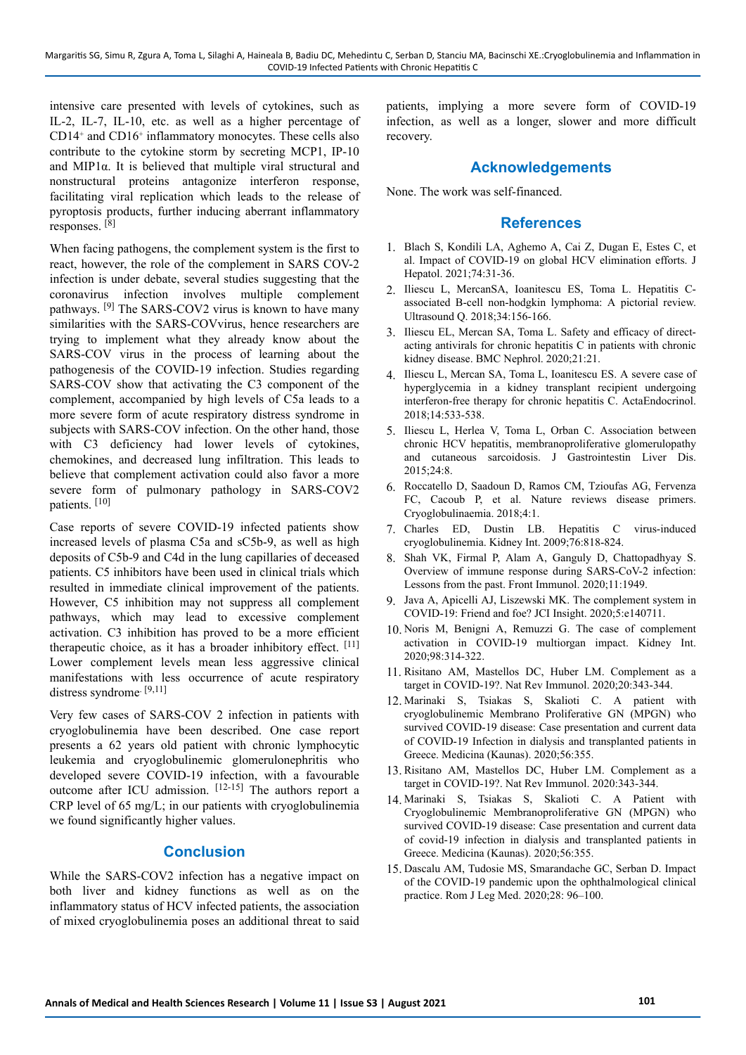intensive care presented with levels of cytokines, such as IL-2, IL-7, IL-10, etc. as well as a higher percentage of $CD14^+$ and $CD16^+$ inflammatory monocytes. These cells also contribute to the cytokine storm by secreting MCP1, IP-10 and MIP1α. It is believed that multiple viral structural and nonstructural proteins antagonize interferon response, facilitating viral replication which leads to the release of pyroptosis products, further inducing aberrant inflammatory responses. [8]

When facing pathogens, the complement system is the first to react, however, the role of the complement in SARS COV-2 infection is under debate, several studies suggesting that the coronavirus infection involves multiple complement pathways. [9] The SARS-COV2 virus is known to have many similarities with the SARS-COVvirus, hence researchers are trying to implement what they already know about the SARS-COV virus in the process of learning about the pathogenesis of the COVID-19 infection. Studies regarding SARS-COV show that activating the C3 component of the complement, accompanied by high levels of C5a leads to a more severe form of acute respiratory distress syndrome in subjects with SARS-COV infection. On the other hand, those with C3 deficiency had lower levels of cytokines, chemokines, and decreased lung infiltration. This leads to believe that complement activation could also favor a more severe form of pulmonary pathology in SARS-COV2 patients. [10]

Case reports of severe COVID-19 infected patients show increased levels of plasma C5a and sC5b-9, as well as high deposits of C5b-9 and C4d in the lung capillaries of deceased patients. C5 inhibitors have been used in clinical trials which resulted in immediate clinical improvement of the patients. However, C5 inhibition may not suppress all complement pathways, which may lead to excessive complement activation. C3 inhibition has proved to be a more efficient therapeutic choice, as it has a broader inhibitory effect. [11] Lower complement levels mean less aggressive clinical manifestations with less occurrence of acute respiratory distress syndrome. [9,11]

Very few cases of SARS-COV 2 infection in patients with cryoglobulinemia have been described. One case report presents a 62 years old patient with chronic lymphocytic leukemia and cryoglobulinemic glomerulonephritis who developed severe COVID-19 infection, with a favourable outcome after ICU admission. [12-15] The authors report a CRP level of 65 mg/L; in our patients with cryoglobulinemia we found significantly higher values.

## Conclusion

While the SARS-COV2 infection has a negative impact on both liver and kidney functions as well as on the inflammatory status of HCV infected patients, the association of mixed cryoglobulinemia poses an additional threat to said patients, implying a more severe form of COVID-19 infection, as well as a longer, slower and more difficult recovery.

## Acknowledgements

None. The work was self-financed.

## References

1. Blach S, Kondili LA, Aghemo A, Cai Z, Dugan E, Estes C, et al. Impact of COVID-19 on global HCV elimination efforts. J Hepatol. 2021;74:31-36.
2. Iliescu L, MercanSA, Ioanitescu ES, Toma L. Hepatitis C-associated B-cell non-hodgkin lymphoma: A pictorial review. Ultrasound Q. 2018;34:156-166.
3. Iliescu EL, Mercan SA, Toma L. Safety and efficacy of direct-acting antivirals for chronic hepatitis C in patients with chronic kidney disease. BMC Nephrol. 2020;21:21.
4. Iliescu L, Mercan SA, Toma L, Ioanitescu ES. A severe case of hyperglycemia in a kidney transplant recipient undergoing interferon-free therapy for chronic hepatitis C. ActaEndocrinol. 2018;14:533-538.
5. Iliescu L, Herlea V, Toma L, Orban C. Association between chronic HCV hepatitis, membranoproliferative glomerulopathy and cutaneous sarcoidosis. J Gastrointestin Liver Dis. 2015;24:8.
6. Roccatello D, Saadoun D, Ramos CM, Tzioufas AG, Fervenza FC, Cacoub P, et al. Nature reviews disease primers. Cryoglobulinaemia. 2018;4:1.
7. Charles ED, Dustin LB. Hepatitis C virus-induced cryoglobulinemia. Kidney Int. 2009;76:818-824.
8. Shah VK, Firmal P, Alam A, Ganguly D, Chattopadhyay S. Overview of immune response during SARS-CoV-2 infection: Lessons from the past. Front Immunol. 2020;11:1949.
9. Java A, Apicelli AJ, Liszewski MK. The complement system in COVID-19: Friend and foe? JCI Insight. 2020;5:e140711.
10. Noris M, Benigni A, Remuzzi G. The case of complement activation in COVID-19 multiorgan impact. Kidney Int. 2020;98:314-322.
11. Risitano AM, Mastellos DC, Huber LM. Complement as a target in COVID-19?. Nat Rev Immunol. 2020;20:343-344.
12. Marinaki S, Tsiakas S, Skalioti C. A patient with cryoglobulinemic Membrano Proliferative GN (MPGN) who survived COVID-19 disease: Case presentation and current data of COVID-19 Infection in dialysis and transplanted patients in Greece. Medicina (Kaunas). 2020;56:355.
13. Risitano AM, Mastellos DC, Huber LM. Complement as a target in COVID-19?. Nat Rev Immunol. 2020:343-344.
14. Marinaki S, Tsiakas S, Skalioti C. A Patient with Cryoglobulinemic Membranoproliferative GN (MPGN) who survived COVID-19 disease: Case presentation and current data of covid-19 infection in dialysis and transplanted patients in Greece. Medicina (Kaunas). 2020;56:355.
15. Dascalu AM, Tudosie MS, Smarandache GC, Serban D. Impact of the COVID-19 pandemic upon the ophthalmological clinical practice. Rom J Leg Med. 2020;28: 96–100.